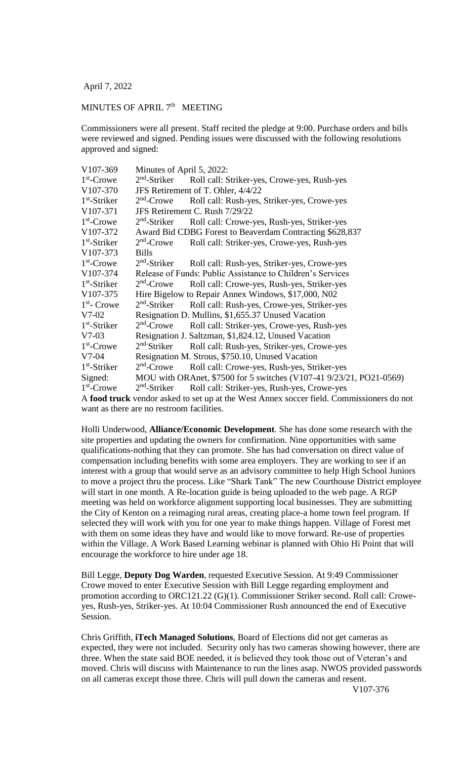April 7, 2022

MINUTES OF APRIL 7th MEETING

Commissioners were all present. Staff recited the pledge at 9:00. Purchase orders and bills were reviewed and signed. Pending issues were discussed with the following resolutions approved and signed:

| | | |
|---|---|---|
| V107-369 | Minutes of April 5, 2022: | |
| 1st-Crowe | 2nd-Striker | Roll call: Striker-yes, Crowe-yes, Rush-yes |
| V107-370 | JFS Retirement of T. Ohler, 4/4/22 | |
| 1st-Striker | 2nd-Crowe | Roll call: Rush-yes, Striker-yes, Crowe-yes |
| V107-371 | JFS Retirement C. Rush 7/29/22 | |
| 1st-Crowe | 2nd-Striker | Roll call: Crowe-yes, Rush-yes, Striker-yes |
| V107-372 | Award Bid CDBG Forest to Beaverdam Contracting $628,837 | |
| 1st-Striker | 2nd-Crowe | Roll call: Striker-yes, Crowe-yes, Rush-yes |
| V107-373 | Bills | |
| 1st-Crowe | 2nd-Striker | Roll call: Rush-yes, Striker-yes, Crowe-yes |
| V107-374 | Release of Funds: Public Assistance to Children's Services | |
| 1st-Striker | 2nd-Crowe | Roll call: Crowe-yes, Rush-yes, Striker-yes |
| V107-375 | Hire Bigelow to Repair Annex Windows, $17,000, N02 | |
| 1st- Crowe | 2nd-Striker | Roll call: Rush-yes, Crowe-yes, Striker-yes |
| V7-02 | Resignation D. Mullins, $1,655.37 Unused Vacation | |
| 1st-Striker | 2nd-Crowe | Roll call: Striker-yes, Crowe-yes, Rush-yes |
| V7-03 | Resignation J. Saltzman, $1,824.12, Unused Vacation | |
| 1st-Crowe | 2nd-Striker | Roll call: Rush-yes, Striker-yes, Crowe-yes |
| V7-04 | Resignation M. Strous, $750.10, Unused Vacation | |
| 1st-Striker | 2nd-Crowe | Roll call: Crowe-yes, Rush-yes, Striker-yes |
| Signed: | MOU with ORAnet, $7500 for 5 switches (V107-41 9/23/21, PO21-0569) | |
| 1st-Crowe | 2nd-Striker | Roll call: Striker-yes, Rush-yes, Crowe-yes |

A **food truck** vendor asked to set up at the West Annex soccer field. Commissioners do not want as there are no restroom facilities.

Holli Underwood, **Alliance/Economic Development**. She has done some research with the site properties and updating the owners for confirmation. Nine opportunities with same qualifications-nothing that they can promote. She has had conversation on direct value of compensation including benefits with some area employers. They are working to see if an interest with a group that would serve as an advisory committee to help High School Juniors to move a project thru the process. Like "Shark Tank" The new Courthouse District employee will start in one month. A Re-location guide is being uploaded to the web page. A RGP meeting was held on workforce alignment supporting local businesses. They are submitting the City of Kenton on a reimaging rural areas, creating place-a home town feel program. If selected they will work with you for one year to make things happen. Village of Forest met with them on some ideas they have and would like to move forward. Re-use of properties within the Village. A Work Based Learning webinar is planned with Ohio Hi Point that will encourage the workforce to hire under age 18.

Bill Legge, **Deputy Dog Warden**, requested Executive Session. At 9:49 Commissioner Crowe moved to enter Executive Session with Bill Legge regarding employment and promotion according to ORC121.22 (G)(1). Commissioner Striker second. Roll call: Crowe-yes, Rush-yes, Striker-yes. At 10:04 Commissioner Rush announced the end of Executive Session.

Chris Griffith, **iTech Managed Solutions**, Board of Elections did not get cameras as expected, they were not included. Security only has two cameras showing however, there are three. When the state said BOE needed, it is believed they took those out of Veteran's and moved. Chris will discuss with Maintenance to run the lines asap. NWOS provided passwords on all cameras except those three. Chris will pull down the cameras and resent.

V107-376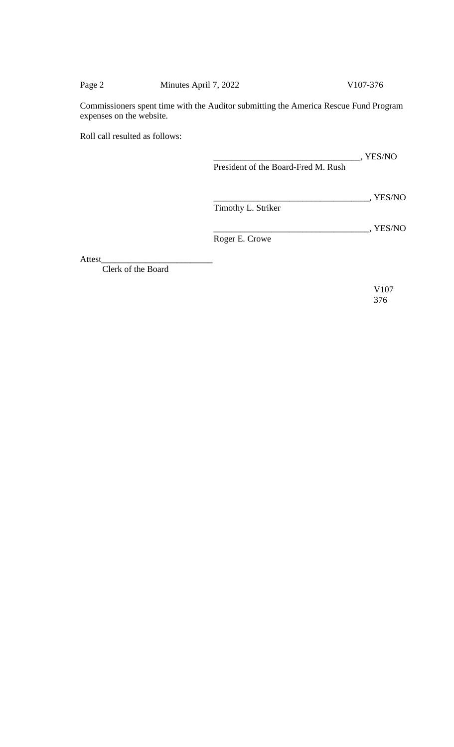Commissioners spent time with the Auditor submitting the America Rescue Fund Program expenses on the website.

Roll call resulted as follows:

_________________________________, YES/NO
President of the Board-Fred M. Rush

___________________________________, YES/NO
Timothy L. Striker

___________________________________, YES/NO
Roger E. Crowe

Attest_________________________
Clerk of the Board

V107
376